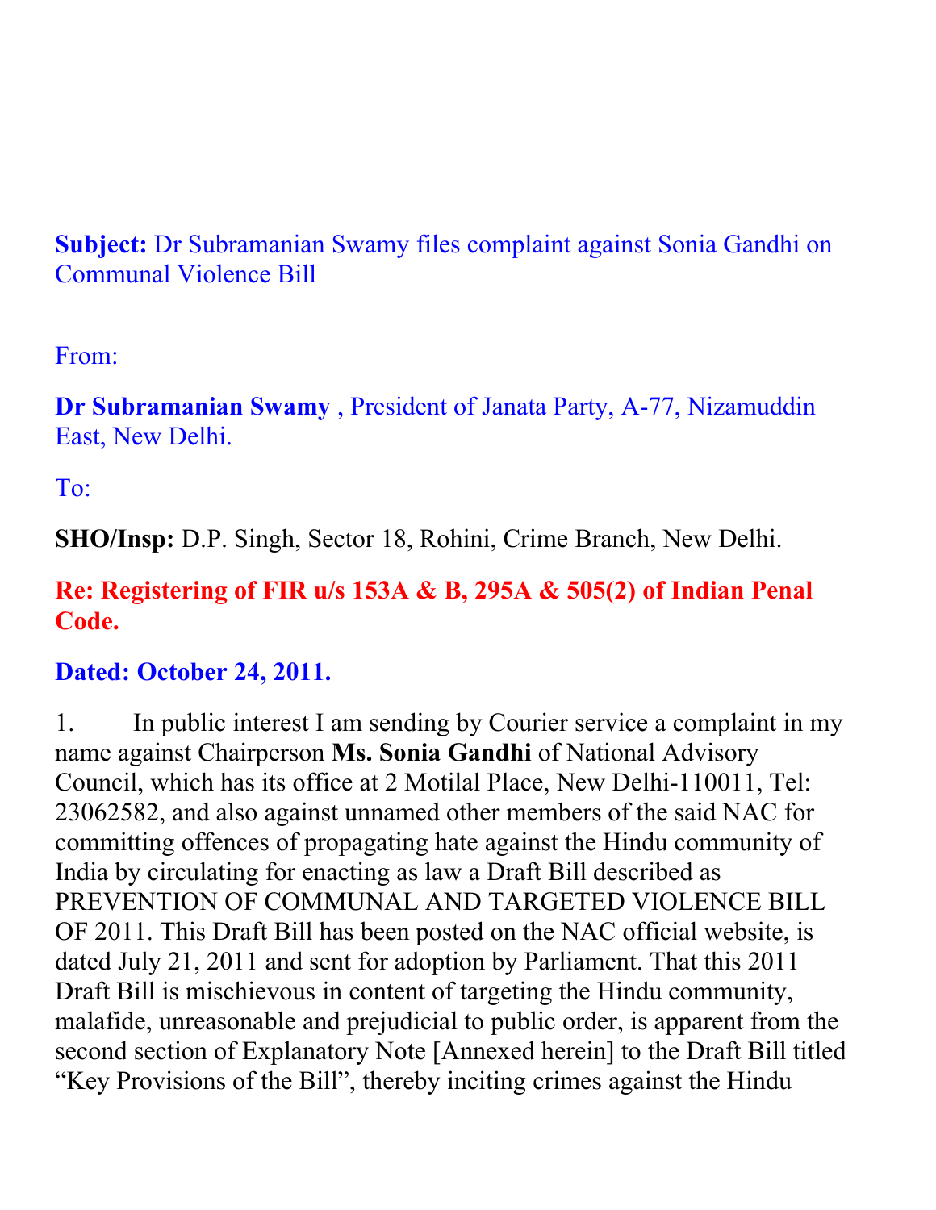**Subject:** Dr Subramanian Swamy files complaint against Sonia Gandhi on Communal Violence Bill

From:

**Dr Subramanian Swamy** , President of Janata Party, A-77, Nizamuddin East, New Delhi.

To:

**SHO/Insp:** D.P. Singh, Sector 18, Rohini, Crime Branch, New Delhi.

**Re: Registering of FIR u/s 153A & B, 295A & 505(2) of Indian Penal Code.**

**Dated: October 24, 2011.**

1. In public interest I am sending by Courier service a complaint in my name against Chairperson **Ms. Sonia Gandhi** of National Advisory Council, which has its office at 2 Motilal Place, New Delhi-110011, Tel: 23062582, and also against unnamed other members of the said NAC for committing offences of propagating hate against the Hindu community of India by circulating for enacting as law a Draft Bill described as PREVENTION OF COMMUNAL AND TARGETED VIOLENCE BILL OF 2011. This Draft Bill has been posted on the NAC official website, is dated July 21, 2011 and sent for adoption by Parliament. That this 2011 Draft Bill is mischievous in content of targeting the Hindu community, malafide, unreasonable and prejudicial to public order, is apparent from the second section of Explanatory Note [Annexed herein] to the Draft Bill titled "Key Provisions of the Bill", thereby inciting crimes against the Hindu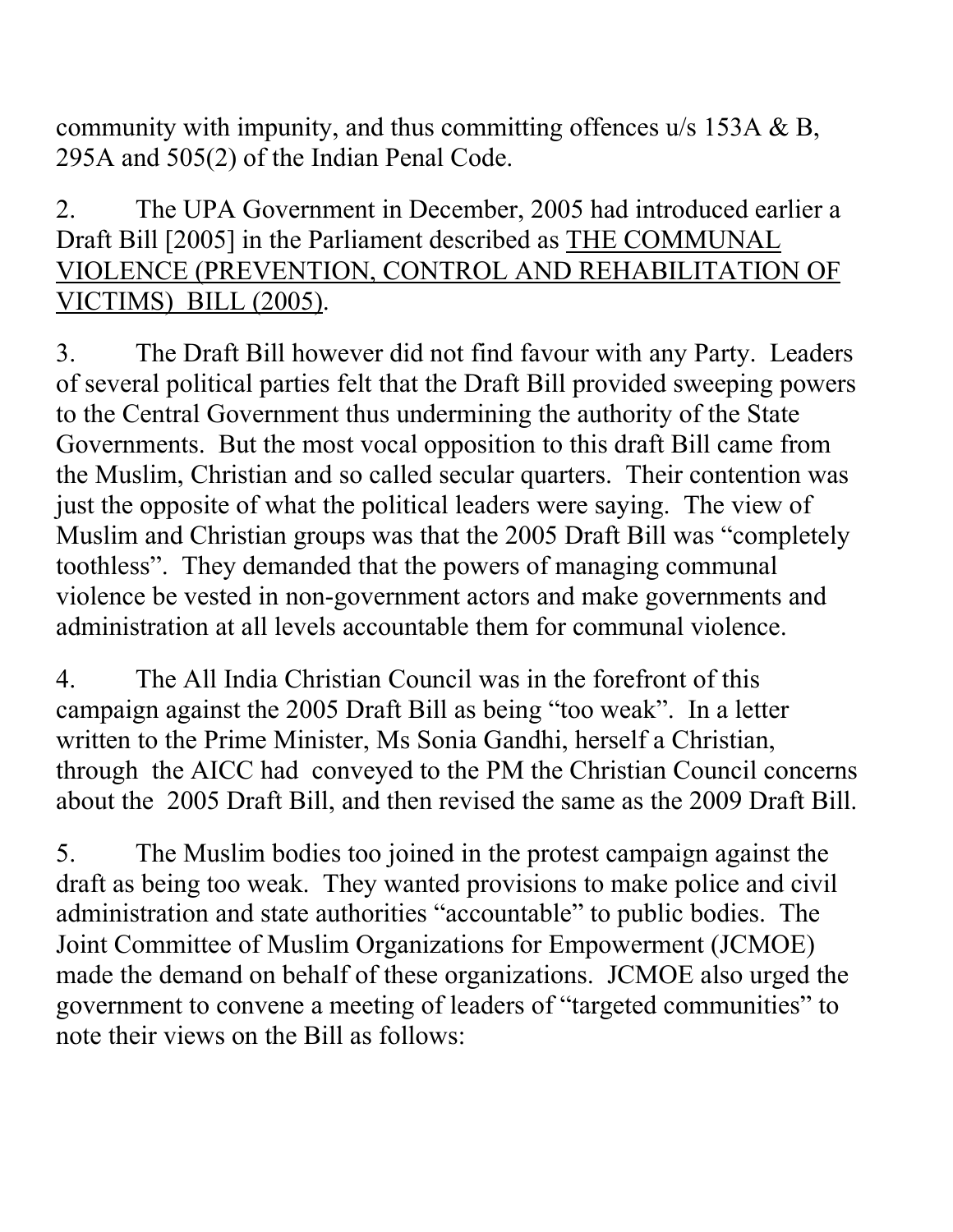community with impunity, and thus committing offences u/s 153A & B, 295A and 505(2) of the Indian Penal Code.

2. The UPA Government in December, 2005 had introduced earlier a Draft Bill [2005] in the Parliament described as <u>THE COMMUNAL VIOLENCE (PREVENTION, CONTROL AND REHABILITATION OF VICTIMS) BILL (2005)</u>.

3. The Draft Bill however did not find favour with any Party. Leaders of several political parties felt that the Draft Bill provided sweeping powers to the Central Government thus undermining the authority of the State Governments. But the most vocal opposition to this draft Bill came from the Muslim, Christian and so called secular quarters. Their contention was just the opposite of what the political leaders were saying. The view of Muslim and Christian groups was that the 2005 Draft Bill was "completely toothless". They demanded that the powers of managing communal violence be vested in non-government actors and make governments and administration at all levels accountable them for communal violence.

4. The All India Christian Council was in the forefront of this campaign against the 2005 Draft Bill as being "too weak". In a letter written to the Prime Minister, Ms Sonia Gandhi, herself a Christian, through the AICC had conveyed to the PM the Christian Council concerns about the 2005 Draft Bill, and then revised the same as the 2009 Draft Bill.

5. The Muslim bodies too joined in the protest campaign against the draft as being too weak. They wanted provisions to make police and civil administration and state authorities "accountable" to public bodies. The Joint Committee of Muslim Organizations for Empowerment (JCMOE) made the demand on behalf of these organizations. JCMOE also urged the government to convene a meeting of leaders of "targeted communities" to note their views on the Bill as follows: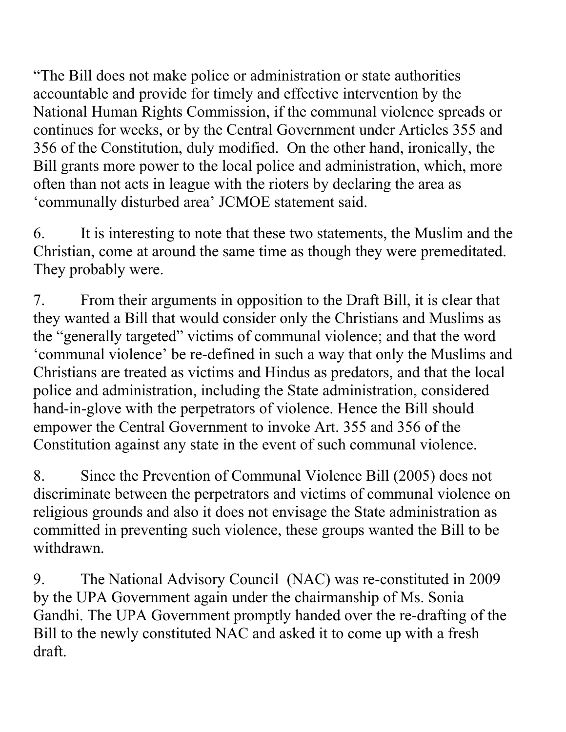"The Bill does not make police or administration or state authorities accountable and provide for timely and effective intervention by the National Human Rights Commission, if the communal violence spreads or continues for weeks, or by the Central Government under Articles 355 and 356 of the Constitution, duly modified. On the other hand, ironically, the Bill grants more power to the local police and administration, which, more often than not acts in league with the rioters by declaring the area as 'communally disturbed area' JCMOE statement said.

6. It is interesting to note that these two statements, the Muslim and the Christian, come at around the same time as though they were premeditated. They probably were.

7. From their arguments in opposition to the Draft Bill, it is clear that they wanted a Bill that would consider only the Christians and Muslims as the "generally targeted" victims of communal violence; and that the word 'communal violence' be re-defined in such a way that only the Muslims and Christians are treated as victims and Hindus as predators, and that the local police and administration, including the State administration, considered hand-in-glove with the perpetrators of violence. Hence the Bill should empower the Central Government to invoke Art. 355 and 356 of the Constitution against any state in the event of such communal violence.

8. Since the Prevention of Communal Violence Bill (2005) does not discriminate between the perpetrators and victims of communal violence on religious grounds and also it does not envisage the State administration as committed in preventing such violence, these groups wanted the Bill to be withdrawn.

9. The National Advisory Council (NAC) was re-constituted in 2009 by the UPA Government again under the chairmanship of Ms. Sonia Gandhi. The UPA Government promptly handed over the re-drafting of the Bill to the newly constituted NAC and asked it to come up with a fresh draft.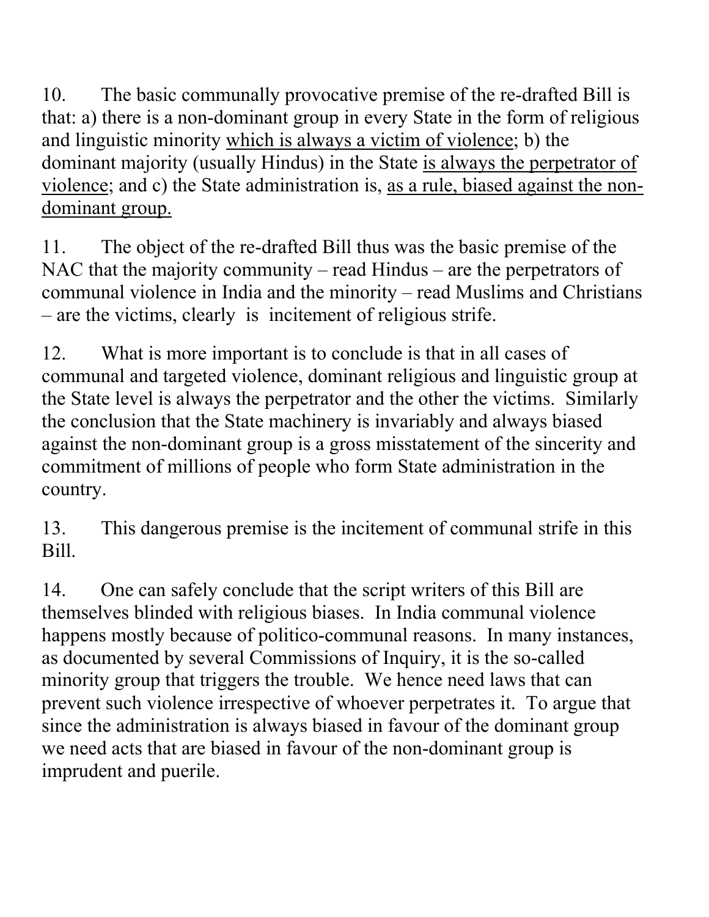10. The basic communally provocative premise of the re-drafted Bill is that: a) there is a non-dominant group in every State in the form of religious and linguistic minority <u>which is always a victim of violence</u>; b) the dominant majority (usually Hindus) in the State <u>is always the perpetrator of violence</u>; and c) the State administration is, <u>as a rule, biased against the non-dominant group.</u>

11. The object of the re-drafted Bill thus was the basic premise of the NAC that the majority community – read Hindus – are the perpetrators of communal violence in India and the minority – read Muslims and Christians – are the victims, clearly is incitement of religious strife.

12. What is more important is to conclude is that in all cases of communal and targeted violence, dominant religious and linguistic group at the State level is always the perpetrator and the other the victims. Similarly the conclusion that the State machinery is invariably and always biased against the non-dominant group is a gross misstatement of the sincerity and commitment of millions of people who form State administration in the country.

13. This dangerous premise is the incitement of communal strife in this Bill.

14. One can safely conclude that the script writers of this Bill are themselves blinded with religious biases. In India communal violence happens mostly because of politico-communal reasons. In many instances, as documented by several Commissions of Inquiry, it is the so-called minority group that triggers the trouble. We hence need laws that can prevent such violence irrespective of whoever perpetrates it. To argue that since the administration is always biased in favour of the dominant group we need acts that are biased in favour of the non-dominant group is imprudent and puerile.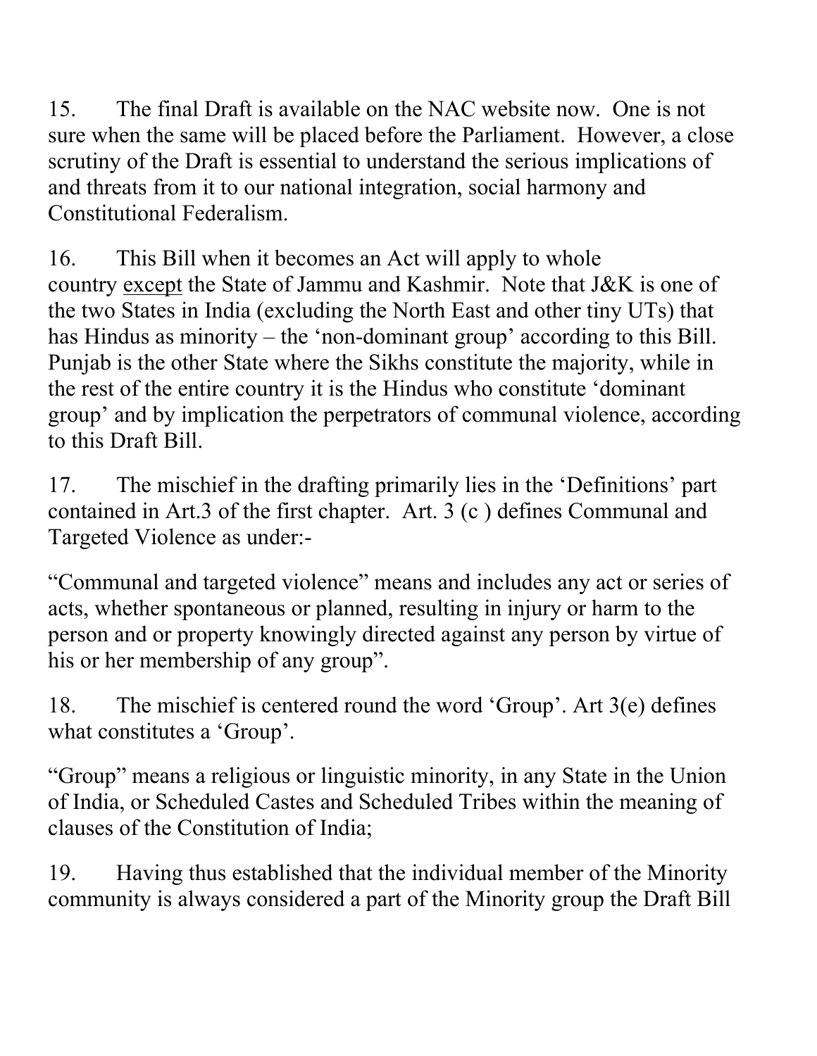15. The final Draft is available on the NAC website now. One is not sure when the same will be placed before the Parliament. However, a close scrutiny of the Draft is essential to understand the serious implications of and threats from it to our national integration, social harmony and Constitutional Federalism.

16. This Bill when it becomes an Act will apply to whole country except the State of Jammu and Kashmir. Note that J&K is one of the two States in India (excluding the North East and other tiny UTs) that has Hindus as minority – the 'non-dominant group' according to this Bill. Punjab is the other State where the Sikhs constitute the majority, while in the rest of the entire country it is the Hindus who constitute 'dominant group' and by implication the perpetrators of communal violence, according to this Draft Bill.

17. The mischief in the drafting primarily lies in the 'Definitions' part contained in Art.3 of the first chapter. Art. 3 (c ) defines Communal and Targeted Violence as under:-

"Communal and targeted violence" means and includes any act or series of acts, whether spontaneous or planned, resulting in injury or harm to the person and or property knowingly directed against any person by virtue of his or her membership of any group".

18. The mischief is centered round the word 'Group'. Art 3(e) defines what constitutes a 'Group'.

"Group" means a religious or linguistic minority, in any State in the Union of India, or Scheduled Castes and Scheduled Tribes within the meaning of clauses of the Constitution of India;

19. Having thus established that the individual member of the Minority community is always considered a part of the Minority group the Draft Bill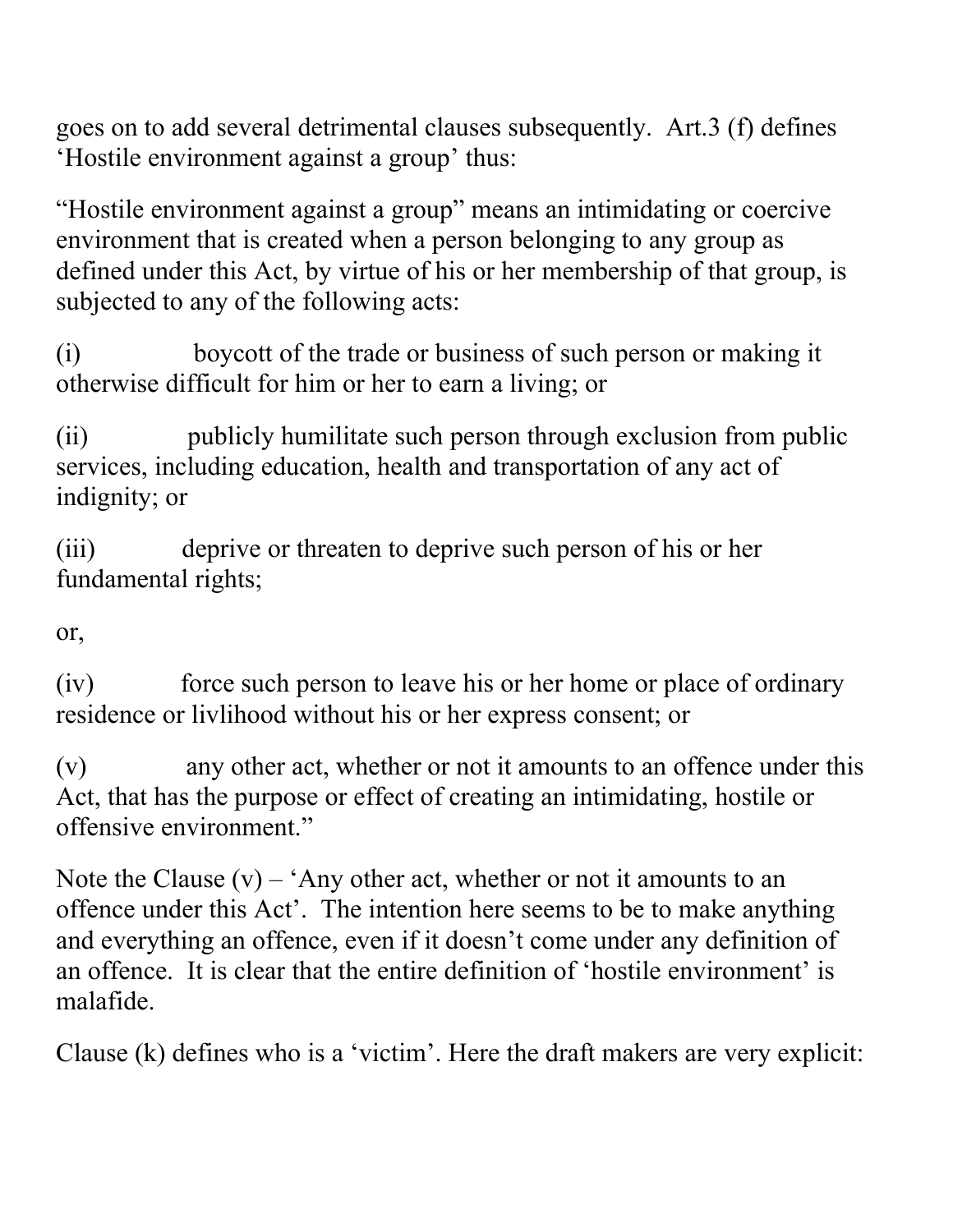goes on to add several detrimental clauses subsequently. Art.3 (f) defines 'Hostile environment against a group' thus:

"Hostile environment against a group" means an intimidating or coercive environment that is created when a person belonging to any group as defined under this Act, by virtue of his or her membership of that group, is subjected to any of the following acts:

(i) boycott of the trade or business of such person or making it otherwise difficult for him or her to earn a living; or

(ii) publicly humilitate such person through exclusion from public services, including education, health and transportation of any act of indignity; or

(iii) deprive or threaten to deprive such person of his or her fundamental rights;

or,

(iv) force such person to leave his or her home or place of ordinary residence or livlihood without his or her express consent; or

(v) any other act, whether or not it amounts to an offence under this Act, that has the purpose or effect of creating an intimidating, hostile or offensive environment."

Note the Clause (v) – 'Any other act, whether or not it amounts to an offence under this Act'. The intention here seems to be to make anything and everything an offence, even if it doesn't come under any definition of an offence. It is clear that the entire definition of 'hostile environment' is malafide.

Clause (k) defines who is a 'victim'. Here the draft makers are very explicit: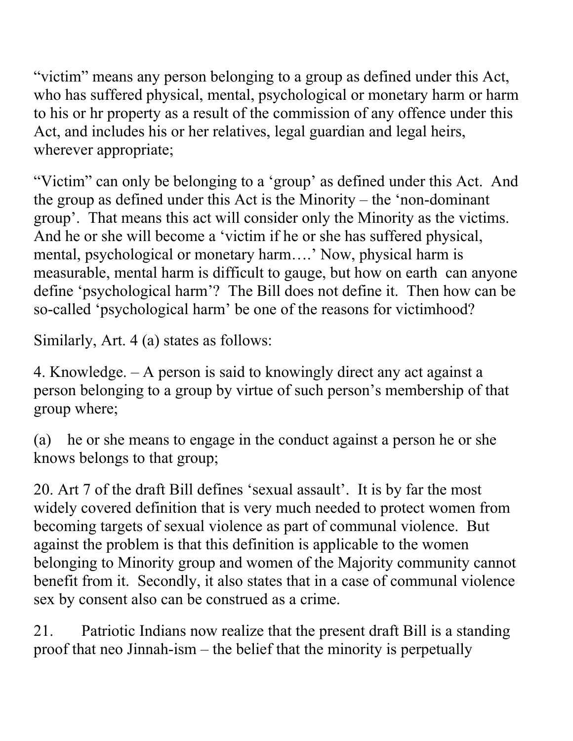"victim" means any person belonging to a group as defined under this Act, who has suffered physical, mental, psychological or monetary harm or harm to his or hr property as a result of the commission of any offence under this Act, and includes his or her relatives, legal guardian and legal heirs, wherever appropriate;

"Victim" can only be belonging to a 'group' as defined under this Act. And the group as defined under this Act is the Minority – the 'non-dominant group'. That means this act will consider only the Minority as the victims. And he or she will become a 'victim if he or she has suffered physical, mental, psychological or monetary harm….' Now, physical harm is measurable, mental harm is difficult to gauge, but how on earth can anyone define 'psychological harm'? The Bill does not define it. Then how can be so-called 'psychological harm' be one of the reasons for victimhood?

Similarly, Art. 4 (a) states as follows:

4. Knowledge. – A person is said to knowingly direct any act against a person belonging to a group by virtue of such person's membership of that group where;

(a) he or she means to engage in the conduct against a person he or she knows belongs to that group;

20. Art 7 of the draft Bill defines 'sexual assault'. It is by far the most widely covered definition that is very much needed to protect women from becoming targets of sexual violence as part of communal violence. But against the problem is that this definition is applicable to the women belonging to Minority group and women of the Majority community cannot benefit from it. Secondly, it also states that in a case of communal violence sex by consent also can be construed as a crime.

21. Patriotic Indians now realize that the present draft Bill is a standing proof that neo Jinnah-ism – the belief that the minority is perpetually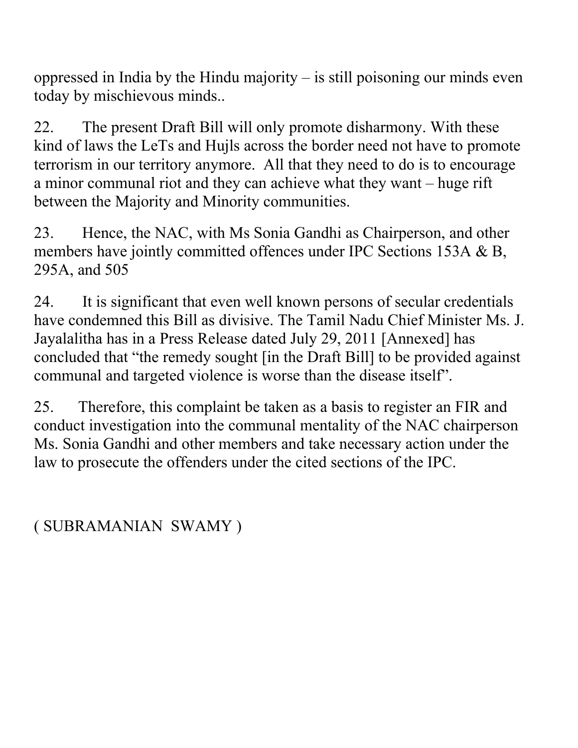oppressed in India by the Hindu majority – is still poisoning our minds even today by mischievous minds..

22. The present Draft Bill will only promote disharmony. With these kind of laws the LeTs and Hujls across the border need not have to promote terrorism in our territory anymore. All that they need to do is to encourage a minor communal riot and they can achieve what they want – huge rift between the Majority and Minority communities.

23. Hence, the NAC, with Ms Sonia Gandhi as Chairperson, and other members have jointly committed offences under IPC Sections 153A & B, 295A, and 505

24. It is significant that even well known persons of secular credentials have condemned this Bill as divisive. The Tamil Nadu Chief Minister Ms. J. Jayalalitha has in a Press Release dated July 29, 2011 [Annexed] has concluded that "the remedy sought [in the Draft Bill] to be provided against communal and targeted violence is worse than the disease itself".

25. Therefore, this complaint be taken as a basis to register an FIR and conduct investigation into the communal mentality of the NAC chairperson Ms. Sonia Gandhi and other members and take necessary action under the law to prosecute the offenders under the cited sections of the IPC.

( SUBRAMANIAN SWAMY )